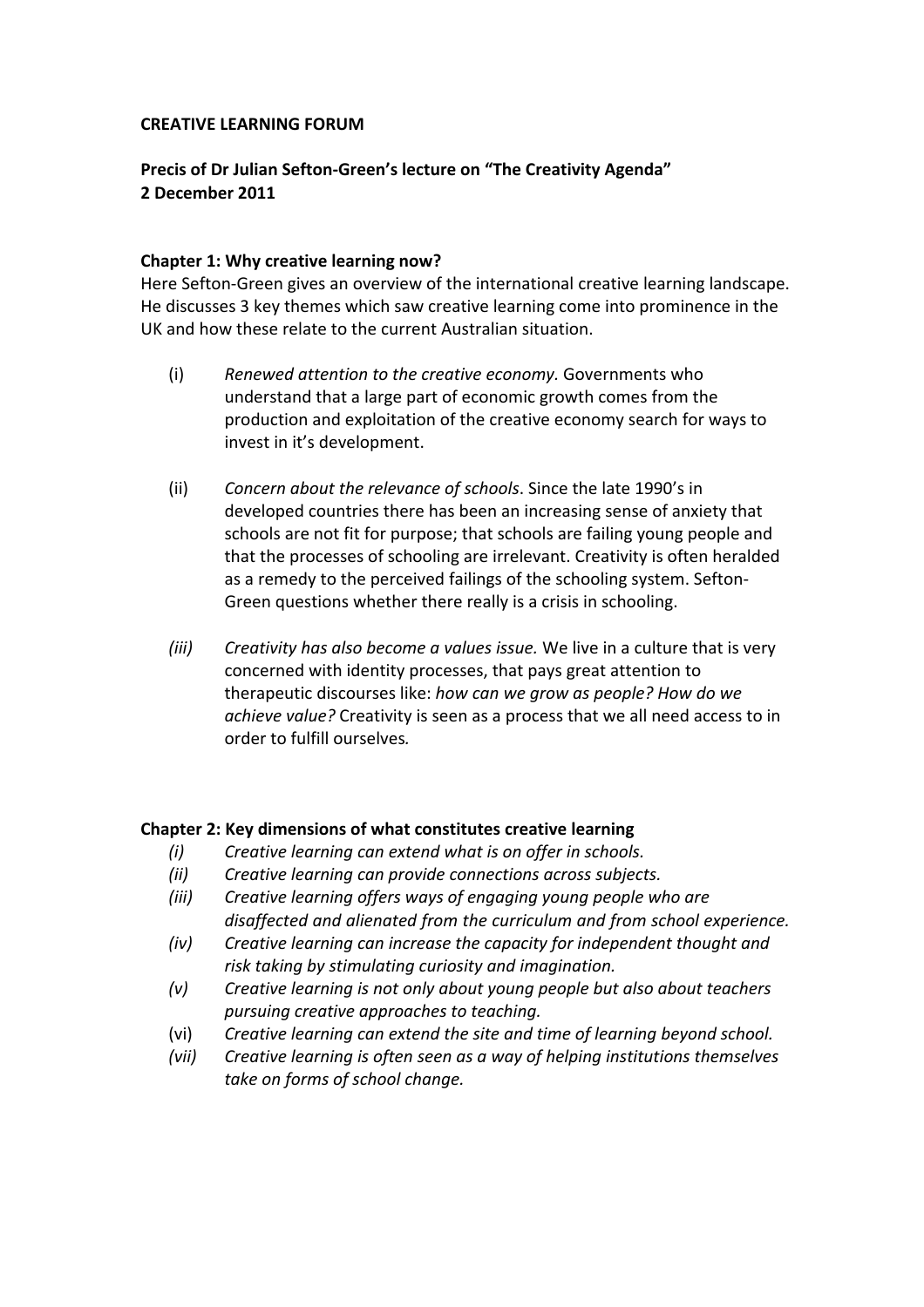**CREATIVE LEARNING FORUM**

**Precis of Dr Julian Sefton-Green's lecture on "The Creativity Agenda"**
**2 December 2011**

**Chapter 1: Why creative learning now?**

Here Sefton-Green gives an overview of the international creative learning landscape. He discusses 3 key themes which saw creative learning come into prominence in the UK and how these relate to the current Australian situation.

(i) *Renewed attention to the creative economy.* Governments who understand that a large part of economic growth comes from the production and exploitation of the creative economy search for ways to invest in it's development.

(ii) *Concern about the relevance of schools*. Since the late 1990's in developed countries there has been an increasing sense of anxiety that schools are not fit for purpose; that schools are failing young people and that the processes of schooling are irrelevant. Creativity is often heralded as a remedy to the perceived failings of the schooling system. Sefton-Green questions whether there really is a crisis in schooling.

*(iii)* *Creativity has also become a values issue.* We live in a culture that is very concerned with identity processes, that pays great attention to therapeutic discourses like: *how can we grow as people? How do we achieve value?* Creativity is seen as a process that we all need access to in order to fulfill ourselves*.*

**Chapter 2: Key dimensions of what constitutes creative learning**

*(i)* *Creative learning can extend what is on offer in schools.*
*(ii)* *Creative learning can provide connections across subjects.*
*(iii)* *Creative learning offers ways of engaging young people who are disaffected and alienated from the curriculum and from school experience.*
*(iv)* *Creative learning can increase the capacity for independent thought and risk taking by stimulating curiosity and imagination.*
*(v)* *Creative learning is not only about young people but also about teachers pursuing creative approaches to teaching.*
(vi) *Creative learning can extend the site and time of learning beyond school.*
*(vii)* *Creative learning is often seen as a way of helping institutions themselves take on forms of school change.*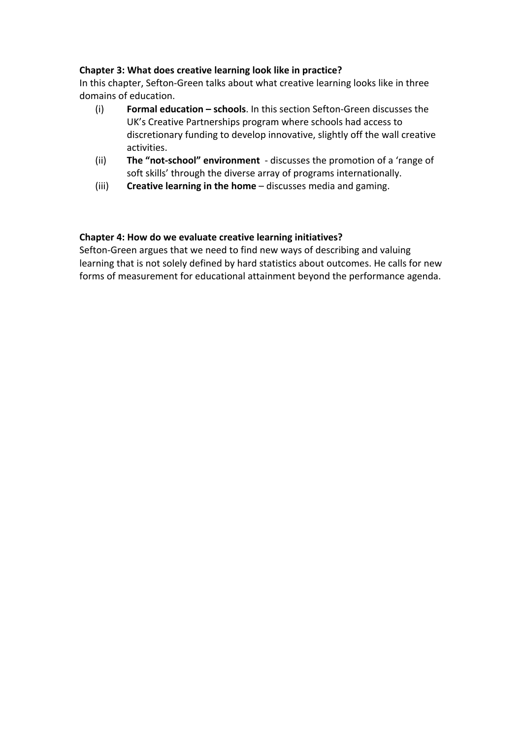**Chapter 3: What does creative learning look like in practice?**

In this chapter, Sefton-Green talks about what creative learning looks like in three domains of education.

(i) **Formal education – schools**. In this section Sefton-Green discusses the UK's Creative Partnerships program where schools had access to discretionary funding to develop innovative, slightly off the wall creative activities.

(ii) **The "not-school" environment** - discusses the promotion of a 'range of soft skills' through the diverse array of programs internationally.

(iii) **Creative learning in the home** – discusses media and gaming.

**Chapter 4: How do we evaluate creative learning initiatives?**

Sefton-Green argues that we need to find new ways of describing and valuing learning that is not solely defined by hard statistics about outcomes. He calls for new forms of measurement for educational attainment beyond the performance agenda.